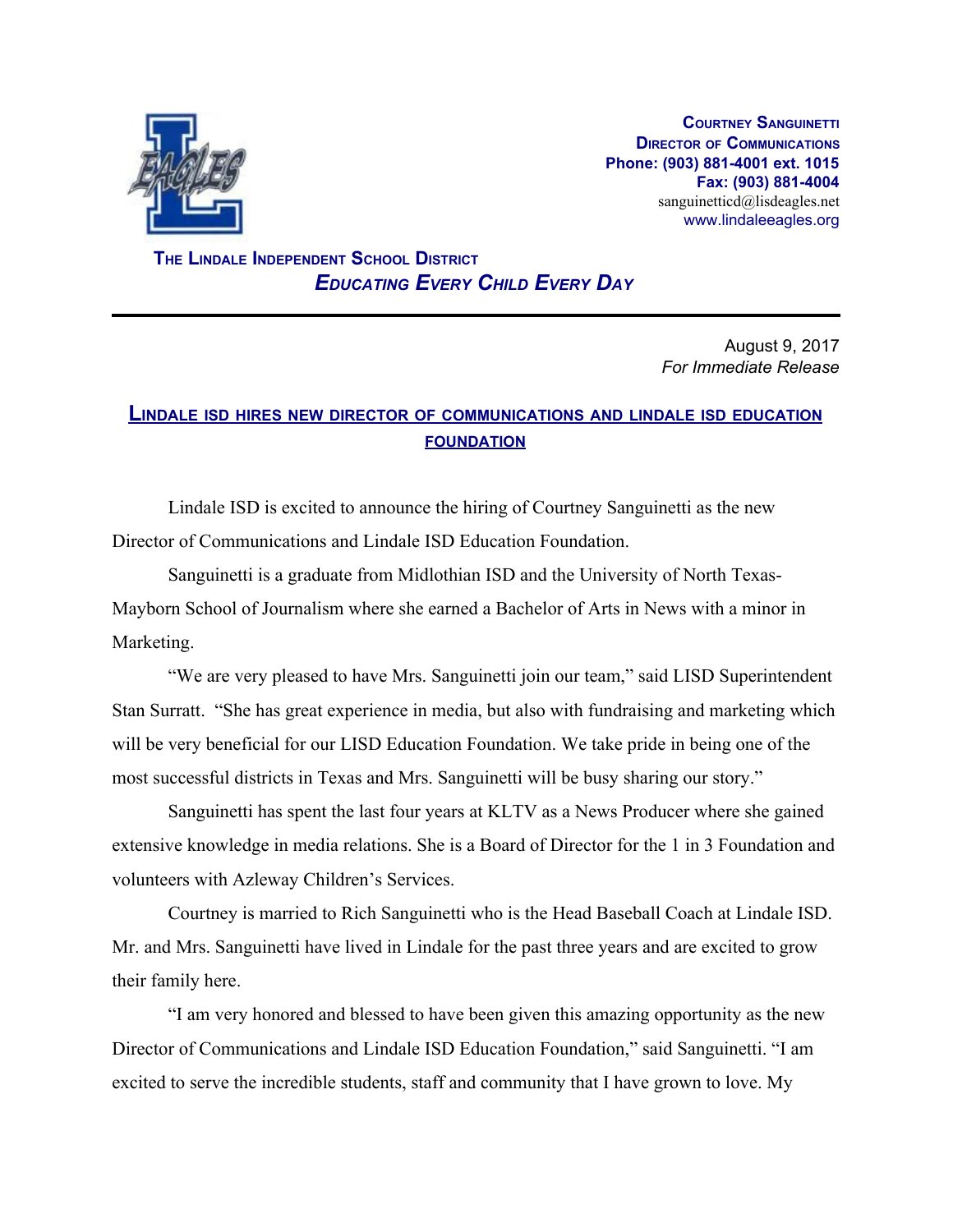**Courtney Sanguinetti**
**Director of Communications**
**Phone: (903) 881-4001 ext. 1015**
**Fax: (903) 881-4004**
sanguinetticd@lisdeagles.net
www.lindaleeagles.org

**The Lindale Independent School District**
***Educating Every Child Every Day***

---

August 9, 2017
*For Immediate Release*

## Lindale ISD hires new Director of Communications and Lindale ISD Education Foundation

Lindale ISD is excited to announce the hiring of Courtney Sanguinetti as the new Director of Communications and Lindale ISD Education Foundation.

Sanguinetti is a graduate from Midlothian ISD and the University of North Texas-Mayborn School of Journalism where she earned a Bachelor of Arts in News with a minor in Marketing.

"We are very pleased to have Mrs. Sanguinetti join our team," said LISD Superintendent Stan Surratt. "She has great experience in media, but also with fundraising and marketing which will be very beneficial for our LISD Education Foundation. We take pride in being one of the most successful districts in Texas and Mrs. Sanguinetti will be busy sharing our story."

Sanguinetti has spent the last four years at KLTV as a News Producer where she gained extensive knowledge in media relations. She is a Board of Director for the 1 in 3 Foundation and volunteers with Azleway Children's Services.

Courtney is married to Rich Sanguinetti who is the Head Baseball Coach at Lindale ISD. Mr. and Mrs. Sanguinetti have lived in Lindale for the past three years and are excited to grow their family here.

"I am very honored and blessed to have been given this amazing opportunity as the new Director of Communications and Lindale ISD Education Foundation," said Sanguinetti. "I am excited to serve the incredible students, staff and community that I have grown to love. My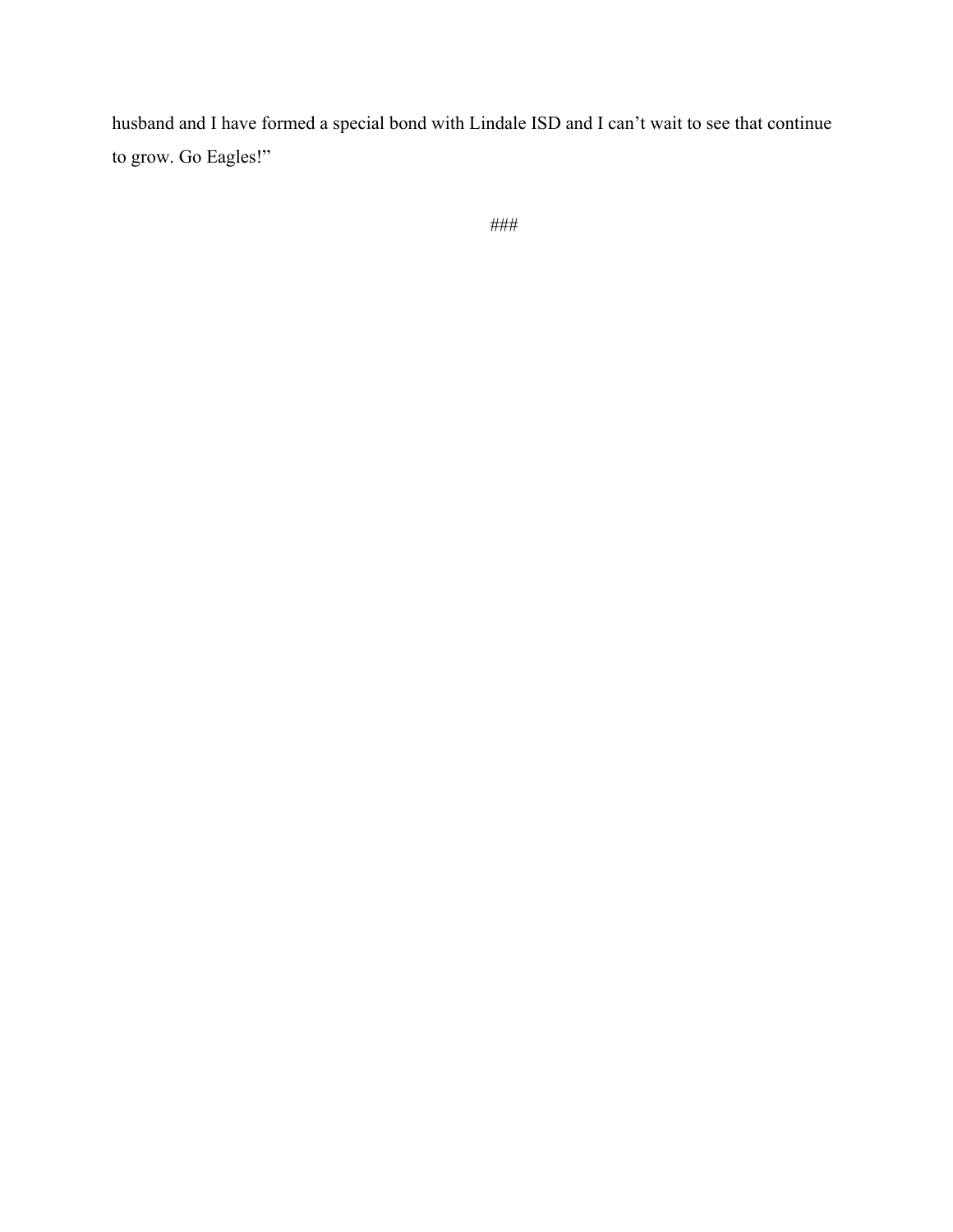husband and I have formed a special bond with Lindale ISD and I can’t wait to see that continue to grow. Go Eagles!”

###